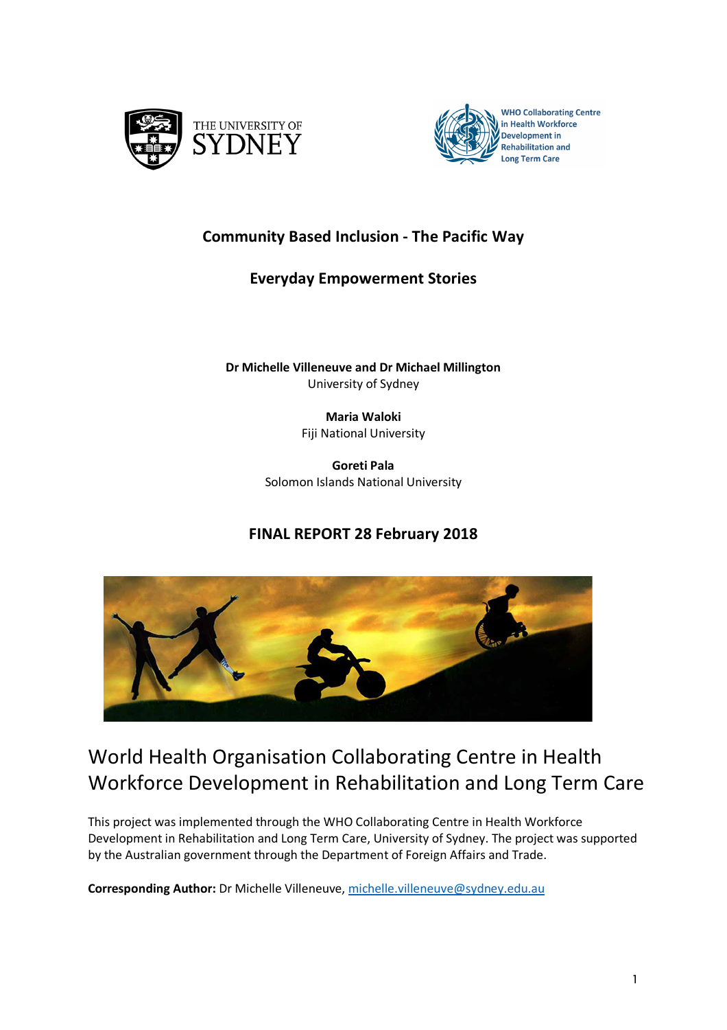THE UNIVERSITY OF SYDNEY

WHO Collaborating Centre in Health Workforce Development in Rehabilitation and Long Term Care

# Community Based Inclusion - The Pacific Way

## Everyday Empowerment Stories

**Dr Michelle Villeneuve and Dr Michael Millington**
University of Sydney

**Maria Waloki**
Fiji National University

**Goreti Pala**
Solomon Islands National University

**FINAL REPORT 28 February 2018**

# World Health Organisation Collaborating Centre in Health Workforce Development in Rehabilitation and Long Term Care

This project was implemented through the WHO Collaborating Centre in Health Workforce Development in Rehabilitation and Long Term Care, University of Sydney. The project was supported by the Australian government through the Department of Foreign Affairs and Trade.

**Corresponding Author:** Dr Michelle Villeneuve, michelle.villeneuve@sydney.edu.au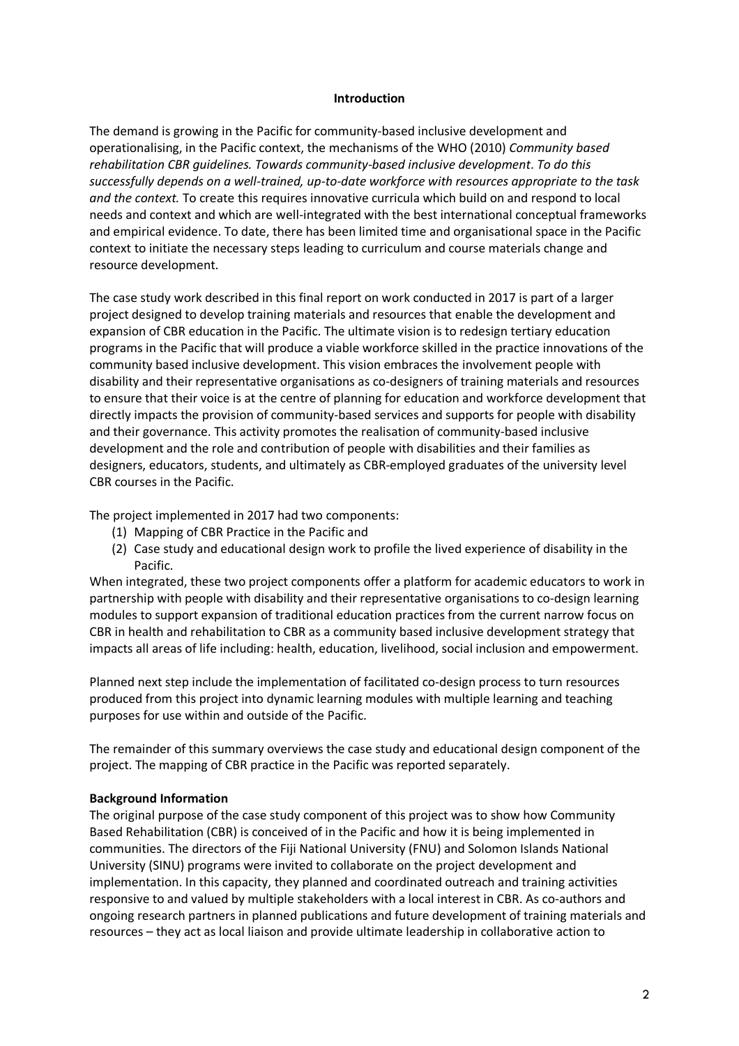**Introduction**

The demand is growing in the Pacific for community-based inclusive development and operationalising, in the Pacific context, the mechanisms of the WHO (2010) *Community based rehabilitation CBR guidelines. Towards community-based inclusive development. To do this successfully depends on a well-trained, up-to-date workforce with resources appropriate to the task and the context.* To create this requires innovative curricula which build on and respond to local needs and context and which are well-integrated with the best international conceptual frameworks and empirical evidence. To date, there has been limited time and organisational space in the Pacific context to initiate the necessary steps leading to curriculum and course materials change and resource development.

The case study work described in this final report on work conducted in 2017 is part of a larger project designed to develop training materials and resources that enable the development and expansion of CBR education in the Pacific. The ultimate vision is to redesign tertiary education programs in the Pacific that will produce a viable workforce skilled in the practice innovations of the community based inclusive development. This vision embraces the involvement people with disability and their representative organisations as co-designers of training materials and resources to ensure that their voice is at the centre of planning for education and workforce development that directly impacts the provision of community-based services and supports for people with disability and their governance. This activity promotes the realisation of community-based inclusive development and the role and contribution of people with disabilities and their families as designers, educators, students, and ultimately as CBR-employed graduates of the university level CBR courses in the Pacific.

The project implemented in 2017 had two components:

1. Mapping of CBR Practice in the Pacific and
2. Case study and educational design work to profile the lived experience of disability in the Pacific.

When integrated, these two project components offer a platform for academic educators to work in partnership with people with disability and their representative organisations to co-design learning modules to support expansion of traditional education practices from the current narrow focus on CBR in health and rehabilitation to CBR as a community based inclusive development strategy that impacts all areas of life including: health, education, livelihood, social inclusion and empowerment.

Planned next step include the implementation of facilitated co-design process to turn resources produced from this project into dynamic learning modules with multiple learning and teaching purposes for use within and outside of the Pacific.

The remainder of this summary overviews the case study and educational design component of the project. The mapping of CBR practice in the Pacific was reported separately.

**Background Information**

The original purpose of the case study component of this project was to show how Community Based Rehabilitation (CBR) is conceived of in the Pacific and how it is being implemented in communities. The directors of the Fiji National University (FNU) and Solomon Islands National University (SINU) programs were invited to collaborate on the project development and implementation. In this capacity, they planned and coordinated outreach and training activities responsive to and valued by multiple stakeholders with a local interest in CBR. As co-authors and ongoing research partners in planned publications and future development of training materials and resources – they act as local liaison and provide ultimate leadership in collaborative action to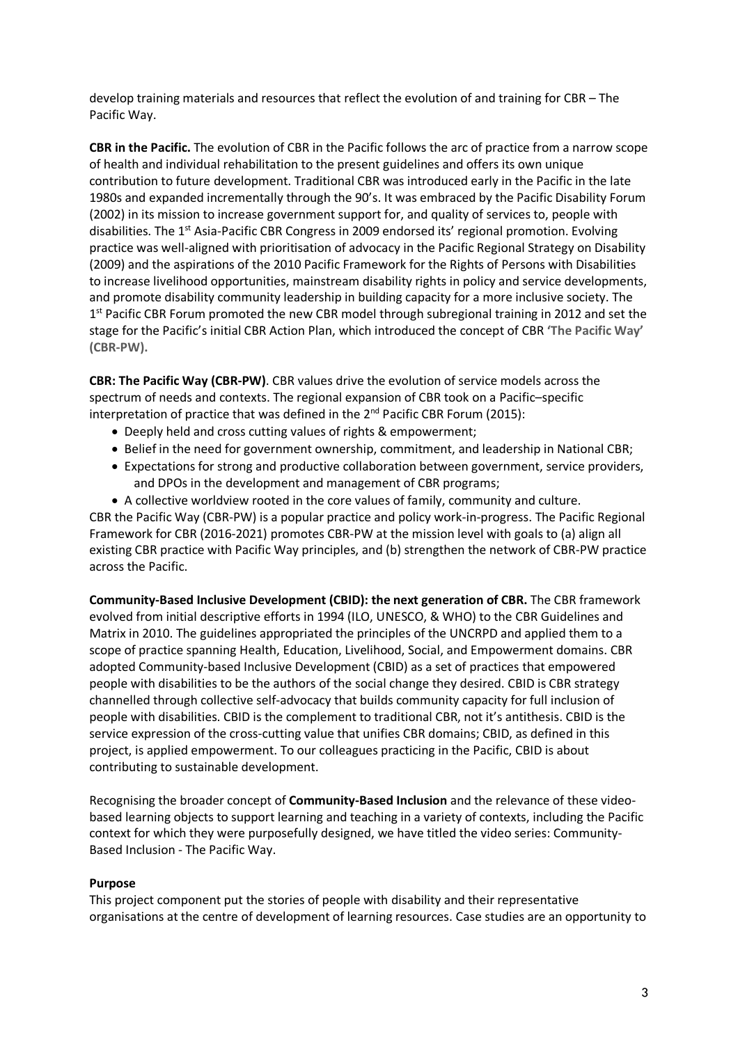develop training materials and resources that reflect the evolution of and training for CBR – The Pacific Way.

**CBR in the Pacific.** The evolution of CBR in the Pacific follows the arc of practice from a narrow scope of health and individual rehabilitation to the present guidelines and offers its own unique contribution to future development. Traditional CBR was introduced early in the Pacific in the late 1980s and expanded incrementally through the 90's. It was embraced by the Pacific Disability Forum (2002) in its mission to increase government support for, and quality of services to, people with disabilities. The 1st Asia-Pacific CBR Congress in 2009 endorsed its' regional promotion. Evolving practice was well-aligned with prioritisation of advocacy in the Pacific Regional Strategy on Disability (2009) and the aspirations of the 2010 Pacific Framework for the Rights of Persons with Disabilities to increase livelihood opportunities, mainstream disability rights in policy and service developments, and promote disability community leadership in building capacity for a more inclusive society. The 1st Pacific CBR Forum promoted the new CBR model through subregional training in 2012 and set the stage for the Pacific's initial CBR Action Plan, which introduced the concept of CBR **'The Pacific Way' (CBR-PW).**

**CBR: The Pacific Way (CBR-PW)**. CBR values drive the evolution of service models across the spectrum of needs and contexts. The regional expansion of CBR took on a Pacific–specific interpretation of practice that was defined in the 2nd Pacific CBR Forum (2015):

- Deeply held and cross cutting values of rights & empowerment;
- Belief in the need for government ownership, commitment, and leadership in National CBR;
- Expectations for strong and productive collaboration between government, service providers, and DPOs in the development and management of CBR programs;
- A collective worldview rooted in the core values of family, community and culture.

CBR the Pacific Way (CBR-PW) is a popular practice and policy work-in-progress. The Pacific Regional Framework for CBR (2016-2021) promotes CBR-PW at the mission level with goals to (a) align all existing CBR practice with Pacific Way principles, and (b) strengthen the network of CBR-PW practice across the Pacific.

**Community-Based Inclusive Development (CBID): the next generation of CBR.** The CBR framework evolved from initial descriptive efforts in 1994 (ILO, UNESCO, & WHO) to the CBR Guidelines and Matrix in 2010. The guidelines appropriated the principles of the UNCRPD and applied them to a scope of practice spanning Health, Education, Livelihood, Social, and Empowerment domains. CBR adopted Community-based Inclusive Development (CBID) as a set of practices that empowered people with disabilities to be the authors of the social change they desired. CBID is CBR strategy channelled through collective self-advocacy that builds community capacity for full inclusion of people with disabilities. CBID is the complement to traditional CBR, not it's antithesis. CBID is the service expression of the cross-cutting value that unifies CBR domains; CBID, as defined in this project, is applied empowerment. To our colleagues practicing in the Pacific, CBID is about contributing to sustainable development.

Recognising the broader concept of **Community-Based Inclusion** and the relevance of these video-based learning objects to support learning and teaching in a variety of contexts, including the Pacific context for which they were purposefully designed, we have titled the video series: Community-Based Inclusion - The Pacific Way.

**Purpose**

This project component put the stories of people with disability and their representative organisations at the centre of development of learning resources. Case studies are an opportunity to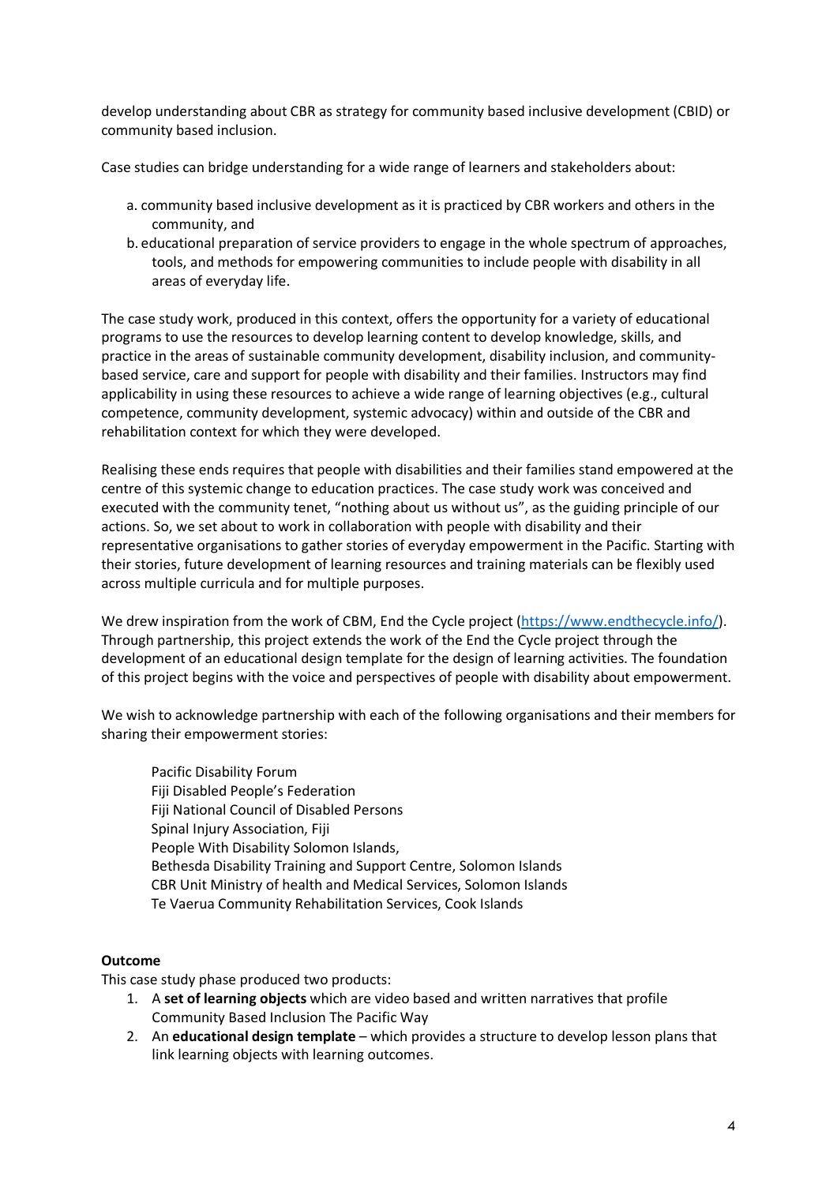develop understanding about CBR as strategy for community based inclusive development (CBID) or community based inclusion.

Case studies can bridge understanding for a wide range of learners and stakeholders about:

a. community based inclusive development as it is practiced by CBR workers and others in the community, and
b. educational preparation of service providers to engage in the whole spectrum of approaches, tools, and methods for empowering communities to include people with disability in all areas of everyday life.

The case study work, produced in this context, offers the opportunity for a variety of educational programs to use the resources to develop learning content to develop knowledge, skills, and practice in the areas of sustainable community development, disability inclusion, and community-based service, care and support for people with disability and their families. Instructors may find applicability in using these resources to achieve a wide range of learning objectives (e.g., cultural competence, community development, systemic advocacy) within and outside of the CBR and rehabilitation context for which they were developed.

Realising these ends requires that people with disabilities and their families stand empowered at the centre of this systemic change to education practices. The case study work was conceived and executed with the community tenet, "nothing about us without us", as the guiding principle of our actions. So, we set about to work in collaboration with people with disability and their representative organisations to gather stories of everyday empowerment in the Pacific. Starting with their stories, future development of learning resources and training materials can be flexibly used across multiple curricula and for multiple purposes.

We drew inspiration from the work of CBM, End the Cycle project (https://www.endthecycle.info/). Through partnership, this project extends the work of the End the Cycle project through the development of an educational design template for the design of learning activities. The foundation of this project begins with the voice and perspectives of people with disability about empowerment.

We wish to acknowledge partnership with each of the following organisations and their members for sharing their empowerment stories:

Pacific Disability Forum
Fiji Disabled People's Federation
Fiji National Council of Disabled Persons
Spinal Injury Association, Fiji
People With Disability Solomon Islands,
Bethesda Disability Training and Support Centre, Solomon Islands
CBR Unit Ministry of health and Medical Services, Solomon Islands
Te Vaerua Community Rehabilitation Services, Cook Islands

**Outcome**

This case study phase produced two products:

1. A **set of learning objects** which are video based and written narratives that profile Community Based Inclusion The Pacific Way
2. An **educational design template** – which provides a structure to develop lesson plans that link learning objects with learning outcomes.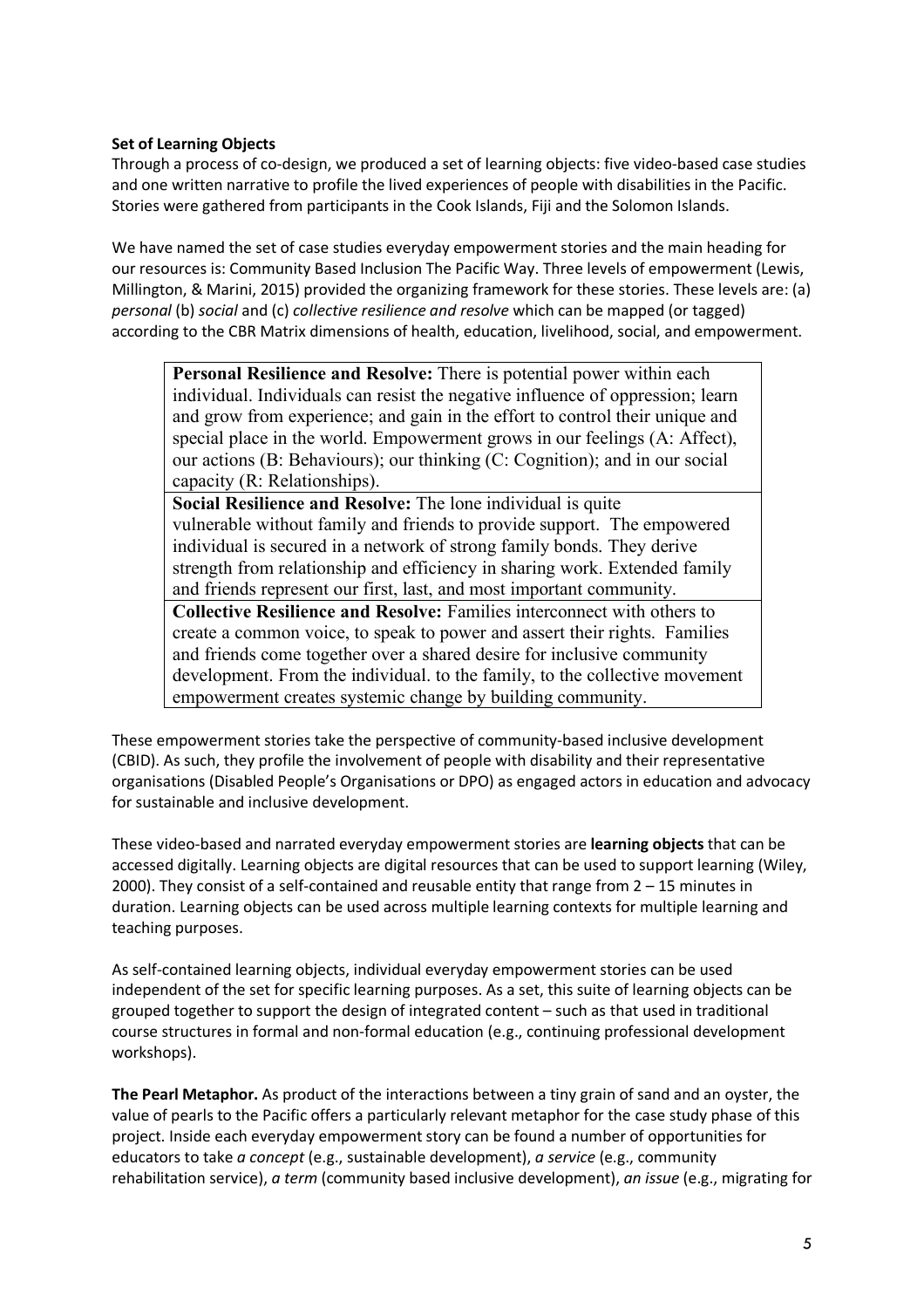**Set of Learning Objects**

Through a process of co-design, we produced a set of learning objects: five video-based case studies and one written narrative to profile the lived experiences of people with disabilities in the Pacific. Stories were gathered from participants in the Cook Islands, Fiji and the Solomon Islands.

We have named the set of case studies everyday empowerment stories and the main heading for our resources is: Community Based Inclusion The Pacific Way. Three levels of empowerment (Lewis, Millington, & Marini, 2015) provided the organizing framework for these stories. These levels are: (a) *personal* (b) *social* and (c) *collective resilience and resolve* which can be mapped (or tagged) according to the CBR Matrix dimensions of health, education, livelihood, social, and empowerment.

| **Personal Resilience and Resolve:** There is potential power within each individual. Individuals can resist the negative influence of oppression; learn and grow from experience; and gain in the effort to control their unique and special place in the world. Empowerment grows in our feelings (A: Affect), our actions (B: Behaviours); our thinking (C: Cognition); and in our social capacity (R: Relationships). |
|---|
| **Social Resilience and Resolve:** The lone individual is quite vulnerable without family and friends to provide support. The empowered individual is secured in a network of strong family bonds. They derive strength from relationship and efficiency in sharing work. Extended family and friends represent our first, last, and most important community. |
| **Collective Resilience and Resolve:** Families interconnect with others to create a common voice, to speak to power and assert their rights. Families and friends come together over a shared desire for inclusive community development. From the individual. to the family, to the collective movement empowerment creates systemic change by building community. |

These empowerment stories take the perspective of community-based inclusive development (CBID). As such, they profile the involvement of people with disability and their representative organisations (Disabled People's Organisations or DPO) as engaged actors in education and advocacy for sustainable and inclusive development.

These video-based and narrated everyday empowerment stories are **learning objects** that can be accessed digitally. Learning objects are digital resources that can be used to support learning (Wiley, 2000). They consist of a self-contained and reusable entity that range from 2 – 15 minutes in duration. Learning objects can be used across multiple learning contexts for multiple learning and teaching purposes.

As self-contained learning objects, individual everyday empowerment stories can be used independent of the set for specific learning purposes. As a set, this suite of learning objects can be grouped together to support the design of integrated content – such as that used in traditional course structures in formal and non-formal education (e.g., continuing professional development workshops).

**The Pearl Metaphor.** As product of the interactions between a tiny grain of sand and an oyster, the value of pearls to the Pacific offers a particularly relevant metaphor for the case study phase of this project. Inside each everyday empowerment story can be found a number of opportunities for educators to take *a concept* (e.g., sustainable development), *a service* (e.g., community rehabilitation service), *a term* (community based inclusive development), *an issue* (e.g., migrating for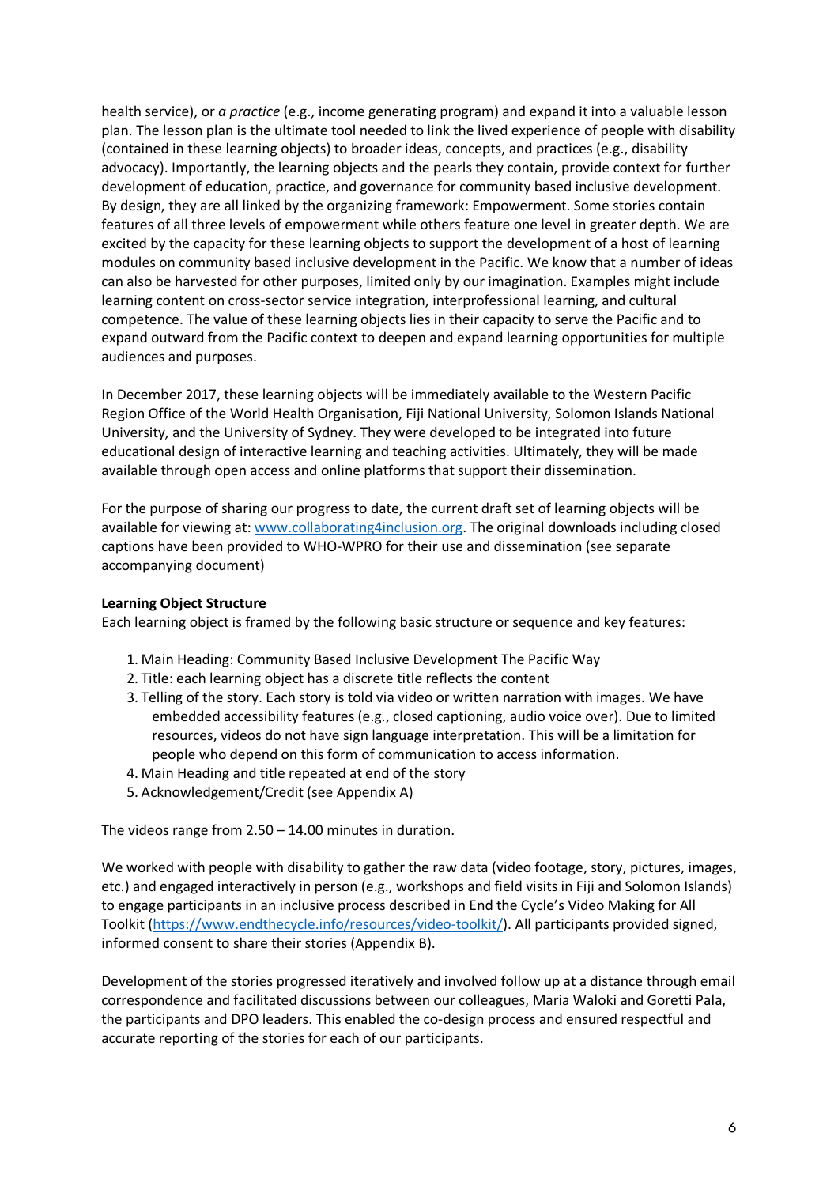health service), or *a practice* (e.g., income generating program) and expand it into a valuable lesson plan. The lesson plan is the ultimate tool needed to link the lived experience of people with disability (contained in these learning objects) to broader ideas, concepts, and practices (e.g., disability advocacy). Importantly, the learning objects and the pearls they contain, provide context for further development of education, practice, and governance for community based inclusive development. By design, they are all linked by the organizing framework: Empowerment. Some stories contain features of all three levels of empowerment while others feature one level in greater depth. We are excited by the capacity for these learning objects to support the development of a host of learning modules on community based inclusive development in the Pacific. We know that a number of ideas can also be harvested for other purposes, limited only by our imagination. Examples might include learning content on cross-sector service integration, interprofessional learning, and cultural competence. The value of these learning objects lies in their capacity to serve the Pacific and to expand outward from the Pacific context to deepen and expand learning opportunities for multiple audiences and purposes.

In December 2017, these learning objects will be immediately available to the Western Pacific Region Office of the World Health Organisation, Fiji National University, Solomon Islands National University, and the University of Sydney. They were developed to be integrated into future educational design of interactive learning and teaching activities. Ultimately, they will be made available through open access and online platforms that support their dissemination.

For the purpose of sharing our progress to date, the current draft set of learning objects will be available for viewing at: [www.collaborating4inclusion.org](www.collaborating4inclusion.org). The original downloads including closed captions have been provided to WHO-WPRO for their use and dissemination (see separate accompanying document)

**Learning Object Structure**

Each learning object is framed by the following basic structure or sequence and key features:

1. Main Heading: Community Based Inclusive Development The Pacific Way
2. Title: each learning object has a discrete title reflects the content
3. Telling of the story. Each story is told via video or written narration with images. We have embedded accessibility features (e.g., closed captioning, audio voice over). Due to limited resources, videos do not have sign language interpretation. This will be a limitation for people who depend on this form of communication to access information.
4. Main Heading and title repeated at end of the story
5. Acknowledgement/Credit (see Appendix A)

The videos range from 2.50 – 14.00 minutes in duration.

We worked with people with disability to gather the raw data (video footage, story, pictures, images, etc.) and engaged interactively in person (e.g., workshops and field visits in Fiji and Solomon Islands) to engage participants in an inclusive process described in End the Cycle's Video Making for All Toolkit ([https://www.endthecycle.info/resources/video-toolkit/](https://www.endthecycle.info/resources/video-toolkit/)). All participants provided signed, informed consent to share their stories (Appendix B).

Development of the stories progressed iteratively and involved follow up at a distance through email correspondence and facilitated discussions between our colleagues, Maria Waloki and Goretti Pala, the participants and DPO leaders. This enabled the co-design process and ensured respectful and accurate reporting of the stories for each of our participants.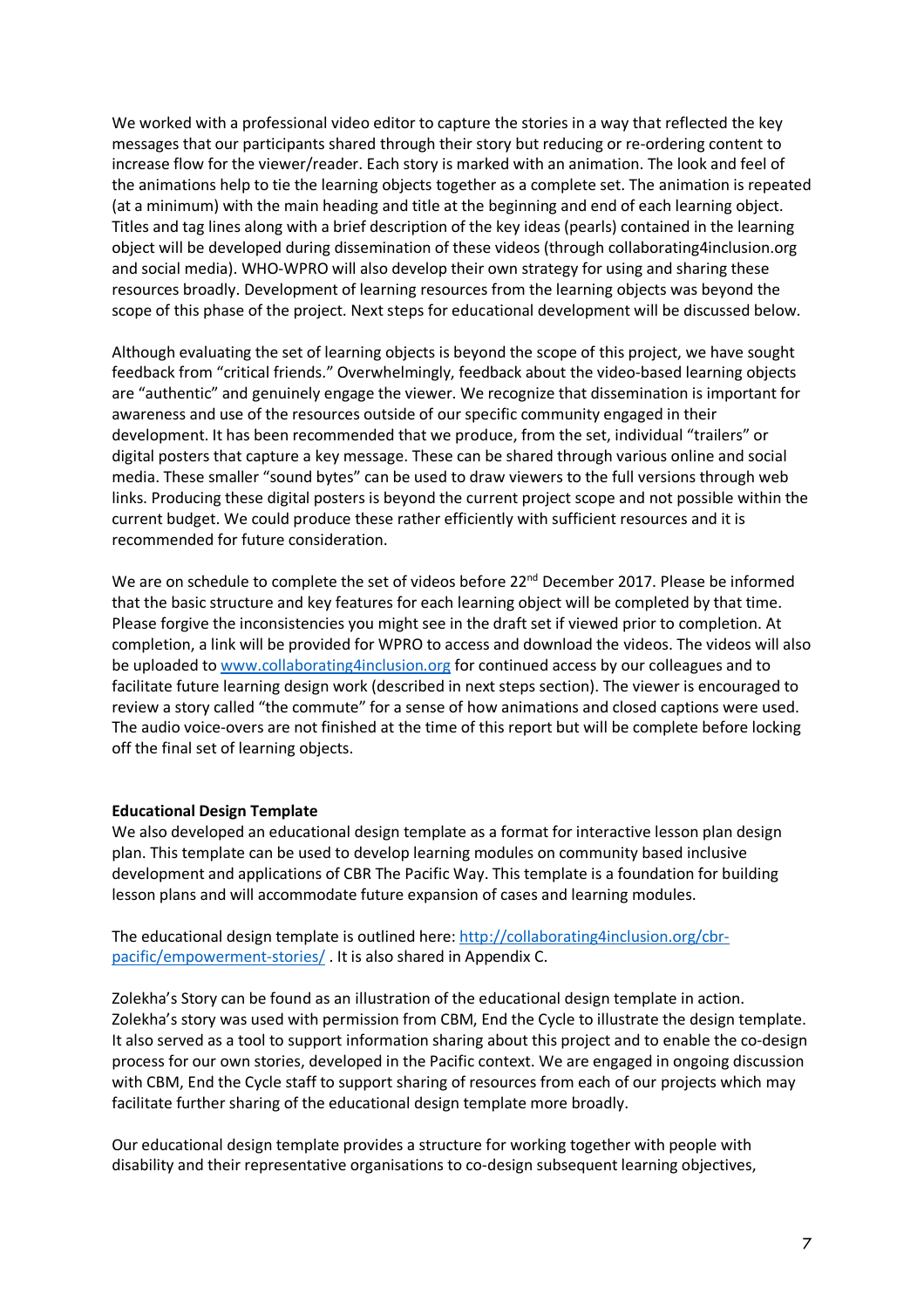We worked with a professional video editor to capture the stories in a way that reflected the key messages that our participants shared through their story but reducing or re-ordering content to increase flow for the viewer/reader. Each story is marked with an animation. The look and feel of the animations help to tie the learning objects together as a complete set. The animation is repeated (at a minimum) with the main heading and title at the beginning and end of each learning object. Titles and tag lines along with a brief description of the key ideas (pearls) contained in the learning object will be developed during dissemination of these videos (through collaborating4inclusion.org and social media). WHO-WPRO will also develop their own strategy for using and sharing these resources broadly. Development of learning resources from the learning objects was beyond the scope of this phase of the project. Next steps for educational development will be discussed below.

Although evaluating the set of learning objects is beyond the scope of this project, we have sought feedback from "critical friends." Overwhelmingly, feedback about the video-based learning objects are "authentic" and genuinely engage the viewer. We recognize that dissemination is important for awareness and use of the resources outside of our specific community engaged in their development. It has been recommended that we produce, from the set, individual "trailers" or digital posters that capture a key message. These can be shared through various online and social media. These smaller "sound bytes" can be used to draw viewers to the full versions through web links. Producing these digital posters is beyond the current project scope and not possible within the current budget. We could produce these rather efficiently with sufficient resources and it is recommended for future consideration.

We are on schedule to complete the set of videos before 22nd December 2017. Please be informed that the basic structure and key features for each learning object will be completed by that time. Please forgive the inconsistencies you might see in the draft set if viewed prior to completion. At completion, a link will be provided for WPRO to access and download the videos. The videos will also be uploaded to [www.collaborating4inclusion.org](www.collaborating4inclusion.org) for continued access by our colleagues and to facilitate future learning design work (described in next steps section). The viewer is encouraged to review a story called "the commute" for a sense of how animations and closed captions were used. The audio voice-overs are not finished at the time of this report but will be complete before locking off the final set of learning objects.

**Educational Design Template**

We also developed an educational design template as a format for interactive lesson plan design plan. This template can be used to develop learning modules on community based inclusive development and applications of CBR The Pacific Way. This template is a foundation for building lesson plans and will accommodate future expansion of cases and learning modules.

The educational design template is outlined here: [http://collaborating4inclusion.org/cbr-pacific/empowerment-stories/](http://collaborating4inclusion.org/cbr-pacific/empowerment-stories/) . It is also shared in Appendix C.

Zolekha's Story can be found as an illustration of the educational design template in action. Zolekha's story was used with permission from CBM, End the Cycle to illustrate the design template. It also served as a tool to support information sharing about this project and to enable the co-design process for our own stories, developed in the Pacific context. We are engaged in ongoing discussion with CBM, End the Cycle staff to support sharing of resources from each of our projects which may facilitate further sharing of the educational design template more broadly.

Our educational design template provides a structure for working together with people with disability and their representative organisations to co-design subsequent learning objectives,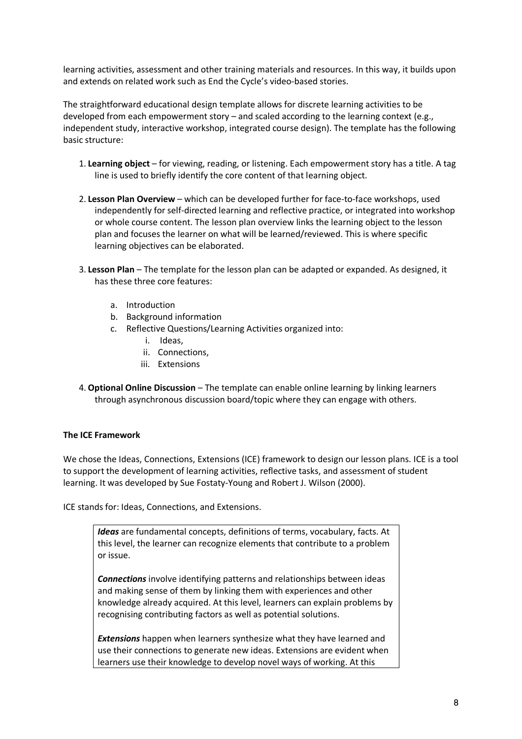learning activities, assessment and other training materials and resources. In this way, it builds upon and extends on related work such as End the Cycle's video-based stories.

The straightforward educational design template allows for discrete learning activities to be developed from each empowerment story – and scaled according to the learning context (e.g., independent study, interactive workshop, integrated course design). The template has the following basic structure:

1. **Learning object** – for viewing, reading, or listening. Each empowerment story has a title. A tag line is used to briefly identify the core content of that learning object.

2. **Lesson Plan Overview** – which can be developed further for face-to-face workshops, used independently for self-directed learning and reflective practice, or integrated into workshop or whole course content. The lesson plan overview links the learning object to the lesson plan and focuses the learner on what will be learned/reviewed. This is where specific learning objectives can be elaborated.

3. **Lesson Plan** – The template for the lesson plan can be adapted or expanded. As designed, it has these three core features:

   a. Introduction
   b. Background information
   c. Reflective Questions/Learning Activities organized into:
      i. Ideas,
      ii. Connections,
      iii. Extensions

4. **Optional Online Discussion** – The template can enable online learning by linking learners through asynchronous discussion board/topic where they can engage with others.

**The ICE Framework**

We chose the Ideas, Connections, Extensions (ICE) framework to design our lesson plans. ICE is a tool to support the development of learning activities, reflective tasks, and assessment of student learning. It was developed by Sue Fostaty-Young and Robert J. Wilson (2000).

ICE stands for: Ideas, Connections, and Extensions.

> ***Ideas*** are fundamental concepts, definitions of terms, vocabulary, facts. At this level, the learner can recognize elements that contribute to a problem or issue.
>
> ***Connections*** involve identifying patterns and relationships between ideas and making sense of them by linking them with experiences and other knowledge already acquired. At this level, learners can explain problems by recognising contributing factors as well as potential solutions.
>
> ***Extensions*** happen when learners synthesize what they have learned and use their connections to generate new ideas. Extensions are evident when learners use their knowledge to develop novel ways of working. At this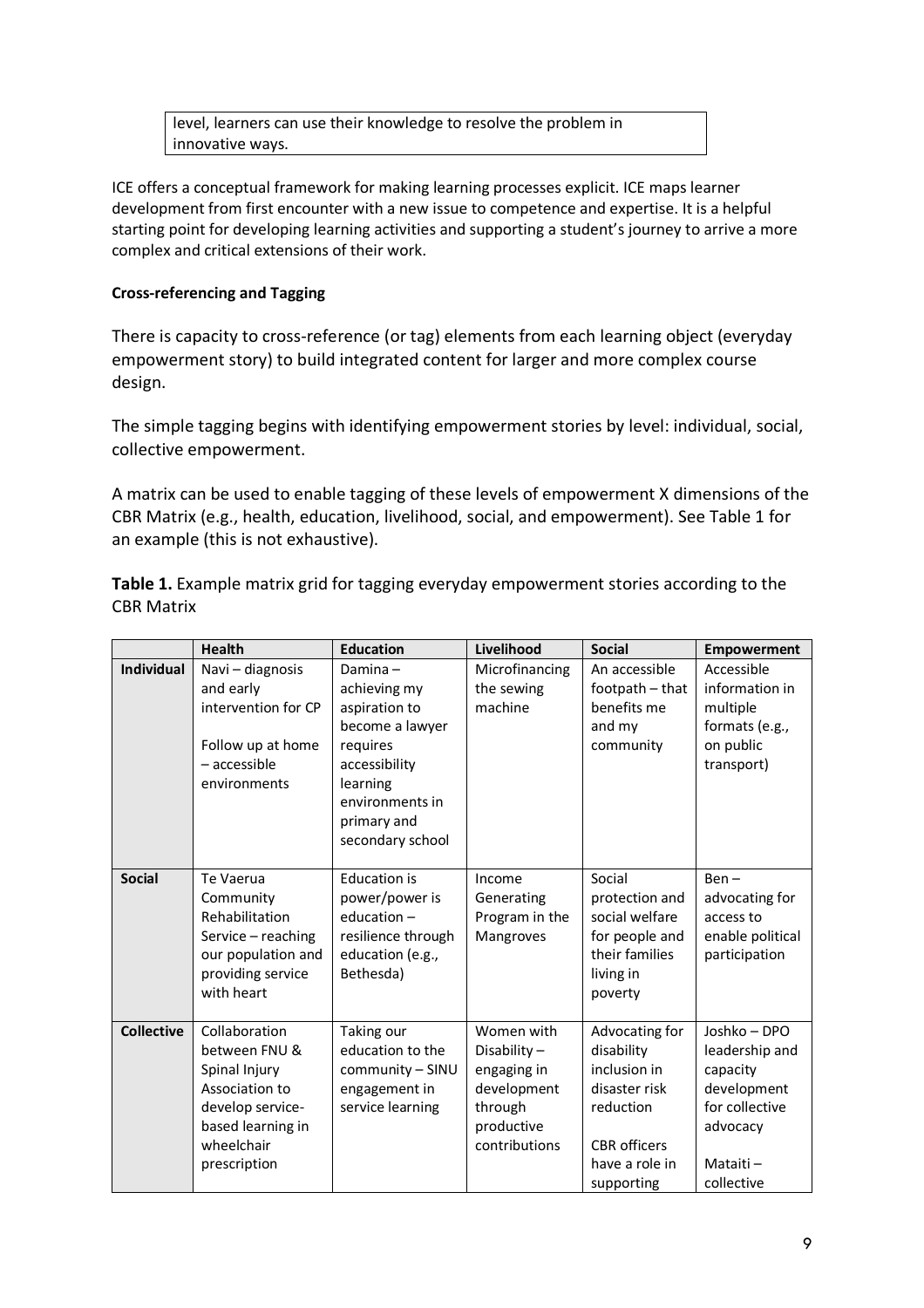| level, learners can use their knowledge to resolve the problem in innovative ways. |
|---|

ICE offers a conceptual framework for making learning processes explicit. ICE maps learner development from first encounter with a new issue to competence and expertise. It is a helpful starting point for developing learning activities and supporting a student's journey to arrive a more complex and critical extensions of their work.

**Cross-referencing and Tagging**

There is capacity to cross-reference (or tag) elements from each learning object (everyday empowerment story) to build integrated content for larger and more complex course design.

The simple tagging begins with identifying empowerment stories by level: individual, social, collective empowerment.

A matrix can be used to enable tagging of these levels of empowerment X dimensions of the CBR Matrix (e.g., health, education, livelihood, social, and empowerment). See Table 1 for an example (this is not exhaustive).

**Table 1.** Example matrix grid for tagging everyday empowerment stories according to the CBR Matrix

| | Health | Education | Livelihood | Social | Empowerment |
|---|---|---|---|---|---|
| **Individual** | Navi – diagnosis and early intervention for CP<br><br>Follow up at home – accessible environments | Damina – achieving my aspiration to become a lawyer requires accessibility learning environments in primary and secondary school | Microfinancing the sewing machine | An accessible footpath – that benefits me and my community | Accessible information in multiple formats (e.g., on public transport) |
| **Social** | Te Vaerua Community Rehabilitation Service – reaching our population and providing service with heart | Education is power/power is education – resilience through education (e.g., Bethesda) | Income Generating Program in the Mangroves | Social protection and social welfare for people and their families living in poverty | Ben – advocating for access to enable political participation |
| **Collective** | Collaboration between FNU & Spinal Injury Association to develop service-based learning in wheelchair prescription | Taking our education to the community – SINU engagement in service learning | Women with Disability – engaging in development through productive contributions | Advocating for disability inclusion in disaster risk reduction<br><br>CBR officers have a role in supporting | Joshko – DPO leadership and capacity development for collective advocacy<br><br>Mataiti – collective |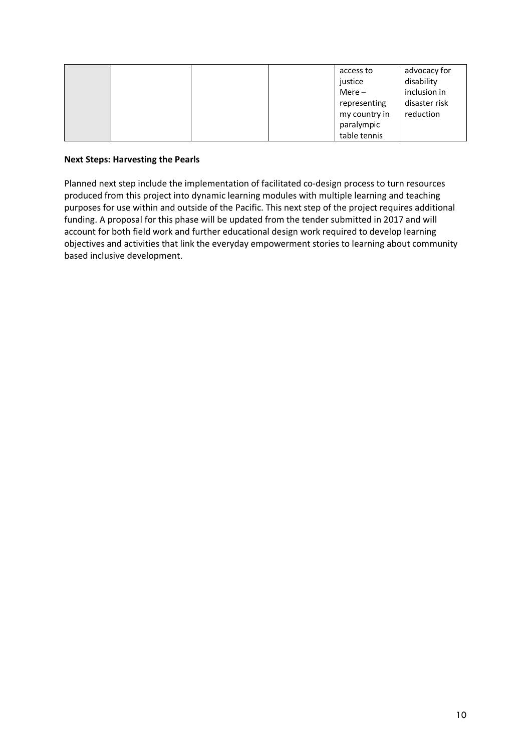| | | | | | |
|---|---|---|---|---|---|
| | | | | access to justice<br>Mere – representing my country in paralympic table tennis | advocacy for disability inclusion in disaster risk reduction |

**Next Steps: Harvesting the Pearls**

Planned next step include the implementation of facilitated co-design process to turn resources produced from this project into dynamic learning modules with multiple learning and teaching purposes for use within and outside of the Pacific. This next step of the project requires additional funding. A proposal for this phase will be updated from the tender submitted in 2017 and will account for both field work and further educational design work required to develop learning objectives and activities that link the everyday empowerment stories to learning about community based inclusive development.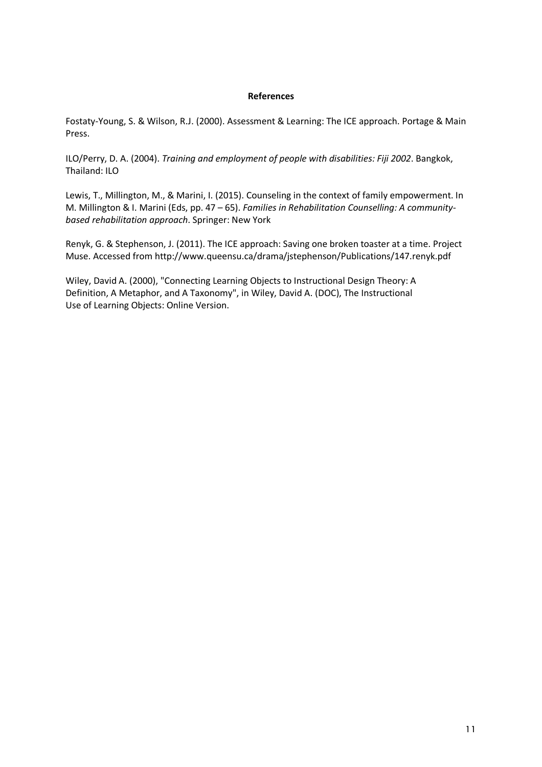**References**

Fostaty-Young, S. & Wilson, R.J. (2000). Assessment & Learning: The ICE approach. Portage & Main Press.

ILO/Perry, D. A. (2004). *Training and employment of people with disabilities: Fiji 2002*. Bangkok, Thailand: ILO

Lewis, T., Millington, M., & Marini, I. (2015). Counseling in the context of family empowerment. In M. Millington & I. Marini (Eds, pp. 47 – 65). *Families in Rehabilitation Counselling: A community-based rehabilitation approach*. Springer: New York

Renyk, G. & Stephenson, J. (2011). The ICE approach: Saving one broken toaster at a time. Project Muse. Accessed from http://www.queensu.ca/drama/jstephenson/Publications/147.renyk.pdf

Wiley, David A. (2000), "Connecting Learning Objects to Instructional Design Theory: A Definition, A Metaphor, and A Taxonomy", in Wiley, David A. (DOC), The Instructional Use of Learning Objects: Online Version.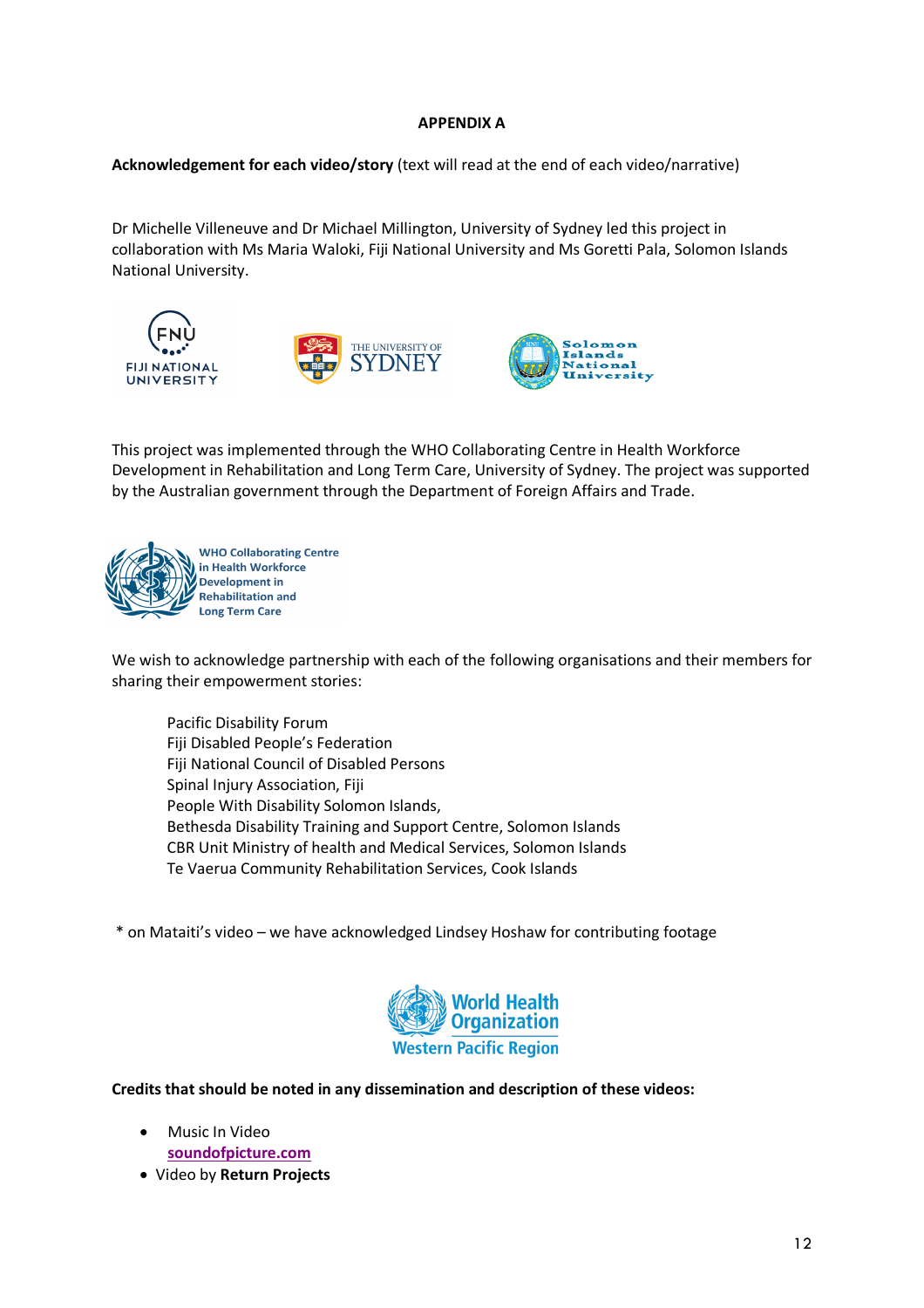## APPENDIX A

**Acknowledgement for each video/story** (text will read at the end of each video/narrative)

Dr Michelle Villeneuve and Dr Michael Millington, University of Sydney led this project in collaboration with Ms Maria Waloki, Fiji National University and Ms Goretti Pala, Solomon Islands National University.

This project was implemented through the WHO Collaborating Centre in Health Workforce Development in Rehabilitation and Long Term Care, University of Sydney. The project was supported by the Australian government through the Department of Foreign Affairs and Trade.

We wish to acknowledge partnership with each of the following organisations and their members for sharing their empowerment stories:

- Pacific Disability Forum
- Fiji Disabled People's Federation
- Fiji National Council of Disabled Persons
- Spinal Injury Association, Fiji
- People With Disability Solomon Islands,
- Bethesda Disability Training and Support Centre, Solomon Islands
- CBR Unit Ministry of health and Medical Services, Solomon Islands
- Te Vaerua Community Rehabilitation Services, Cook Islands

* on Mataiti's video – we have acknowledged Lindsey Hoshaw for contributing footage

**Credits that should be noted in any dissemination and description of these videos:**

- Music In Video
  **soundofpicture.com**
- Video by **Return Projects**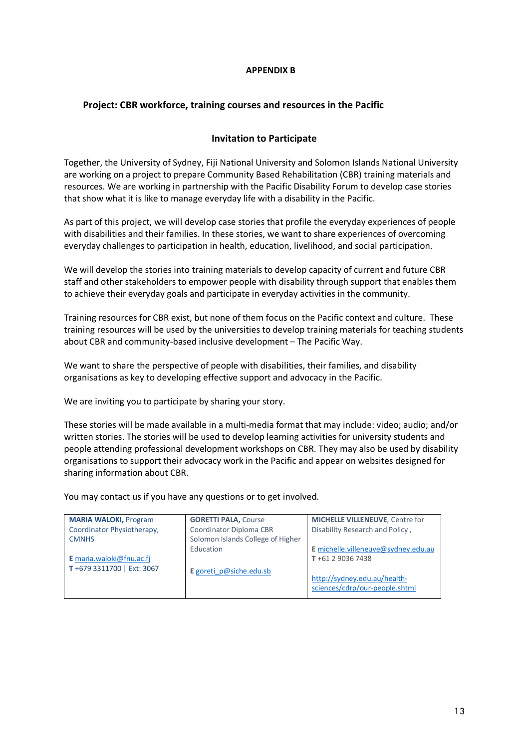**APPENDIX B**

## Project: CBR workforce, training courses and resources in the Pacific

### Invitation to Participate

Together, the University of Sydney, Fiji National University and Solomon Islands National University are working on a project to prepare Community Based Rehabilitation (CBR) training materials and resources. We are working in partnership with the Pacific Disability Forum to develop case stories that show what it is like to manage everyday life with a disability in the Pacific.

As part of this project, we will develop case stories that profile the everyday experiences of people with disabilities and their families. In these stories, we want to share experiences of overcoming everyday challenges to participation in health, education, livelihood, and social participation.

We will develop the stories into training materials to develop capacity of current and future CBR staff and other stakeholders to empower people with disability through support that enables them to achieve their everyday goals and participate in everyday activities in the community.

Training resources for CBR exist, but none of them focus on the Pacific context and culture. These training resources will be used by the universities to develop training materials for teaching students about CBR and community-based inclusive development – The Pacific Way.

We want to share the perspective of people with disabilities, their families, and disability organisations as key to developing effective support and advocacy in the Pacific.

We are inviting you to participate by sharing your story.

These stories will be made available in a multi-media format that may include: video; audio; and/or written stories. The stories will be used to develop learning activities for university students and people attending professional development workshops on CBR. They may also be used by disability organisations to support their advocacy work in the Pacific and appear on websites designed for sharing information about CBR.

You may contact us if you have any questions or to get involved.

| **MARIA WALOKI,** Program Coordinator Physiotherapy, CMNHS<br><br>**E** maria.waloki@fnu.ac.fj<br>**T** +679 3311700 \| Ext: 3067 | **GORETTI PALA,** Course Coordinator Diploma CBR Solomon Islands College of Higher Education<br><br>**E** goreti_p@siche.edu.sb | **MICHELLE VILLENEUVE**, Centre for Disability Research and Policy ,<br><br>**E** michelle.villeneuve@sydney.edu.au<br>**T** +61 2 9036 7438<br><br>http://sydney.edu.au/health-sciences/cdrp/our-people.shtml |
|---|---|---|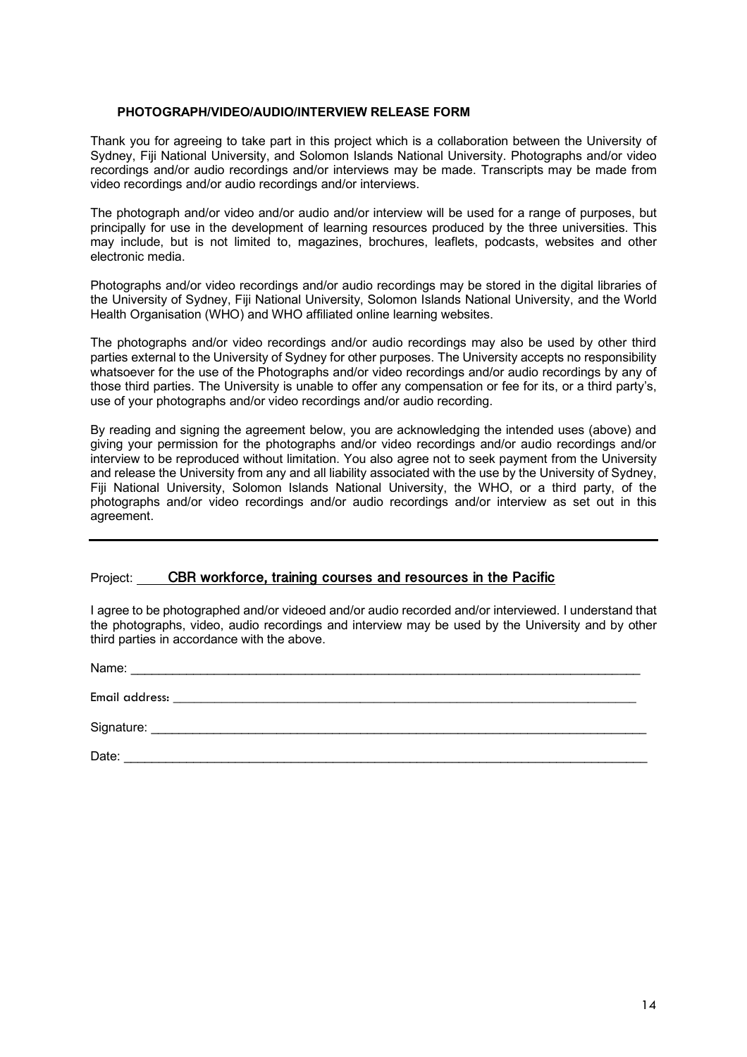## PHOTOGRAPH/VIDEO/AUDIO/INTERVIEW RELEASE FORM

Thank you for agreeing to take part in this project which is a collaboration between the University of Sydney, Fiji National University, and Solomon Islands National University. Photographs and/or video recordings and/or audio recordings and/or interviews may be made. Transcripts may be made from video recordings and/or audio recordings and/or interviews.

The photograph and/or video and/or audio and/or interview will be used for a range of purposes, but principally for use in the development of learning resources produced by the three universities. This may include, but is not limited to, magazines, brochures, leaflets, podcasts, websites and other electronic media.

Photographs and/or video recordings and/or audio recordings may be stored in the digital libraries of the University of Sydney, Fiji National University, Solomon Islands National University, and the World Health Organisation (WHO) and WHO affiliated online learning websites.

The photographs and/or video recordings and/or audio recordings may also be used by other third parties external to the University of Sydney for other purposes. The University accepts no responsibility whatsoever for the use of the Photographs and/or video recordings and/or audio recordings by any of those third parties. The University is unable to offer any compensation or fee for its, or a third party's, use of your photographs and/or video recordings and/or audio recording.

By reading and signing the agreement below, you are acknowledging the intended uses (above) and giving your permission for the photographs and/or video recordings and/or audio recordings and/or interview to be reproduced without limitation. You also agree not to seek payment from the University and release the University from any and all liability associated with the use by the University of Sydney, Fiji National University, Solomon Islands National University, the WHO, or a third party, of the photographs and/or video recordings and/or audio recordings and/or interview as set out in this agreement.

---

Project: CBR workforce, training courses and resources in the Pacific

I agree to be photographed and/or videoed and/or audio recorded and/or interviewed. I understand that the photographs, video, audio recordings and interview may be used by the University and by other third parties in accordance with the above.

Name: ______________________________________________

Email address: ______________________________________________

Signature: ______________________________________________

Date: ______________________________________________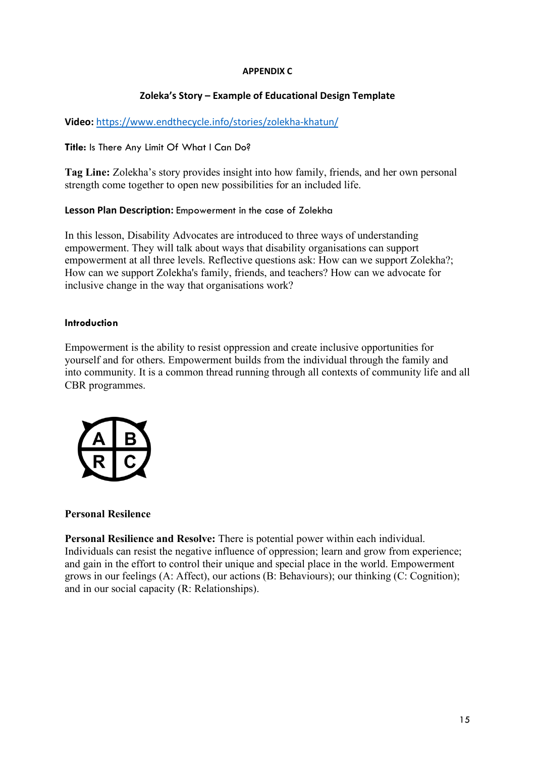## APPENDIX C

### Zoleka's Story – Example of Educational Design Template

**Video:** [https://www.endthecycle.info/stories/zolekha-khatun/](https://www.endthecycle.info/stories/zolekha-khatun/)

**Title:** Is There Any Limit Of What I Can Do?

**Tag Line:** Zolekha's story provides insight into how family, friends, and her own personal strength come together to open new possibilities for an included life.

**Lesson Plan Description:** Empowerment in the case of Zolekha

In this lesson, Disability Advocates are introduced to three ways of understanding empowerment. They will talk about ways that disability organisations can support empowerment at all three levels. Reflective questions ask: How can we support Zolekha?; How can we support Zolekha's family, friends, and teachers? How can we advocate for inclusive change in the way that organisations work?

#### Introduction

Empowerment is the ability to resist oppression and create inclusive opportunities for yourself and for others. Empowerment builds from the individual through the family and into community. It is a common thread running through all contexts of community life and all CBR programmes.

A B
R C

**Personal Resilence**

**Personal Resilience and Resolve:** There is potential power within each individual. Individuals can resist the negative influence of oppression; learn and grow from experience; and gain in the effort to control their unique and special place in the world. Empowerment grows in our feelings (A: Affect), our actions (B: Behaviours); our thinking (C: Cognition); and in our social capacity (R: Relationships).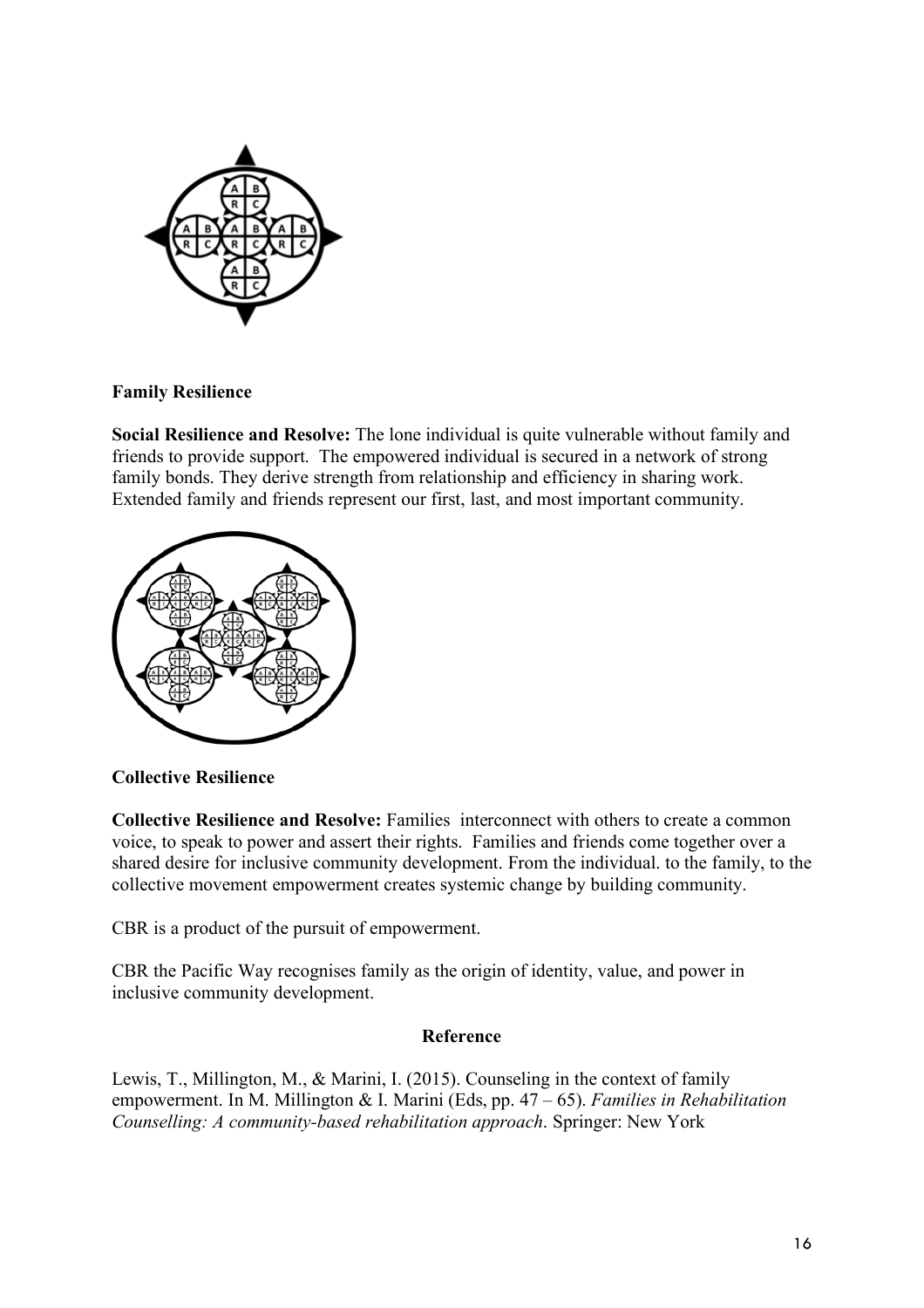**Family Resilience**

**Social Resilience and Resolve:** The lone individual is quite vulnerable without family and friends to provide support. The empowered individual is secured in a network of strong family bonds. They derive strength from relationship and efficiency in sharing work. Extended family and friends represent our first, last, and most important community.

**Collective Resilience**

**Collective Resilience and Resolve:** Families interconnect with others to create a common voice, to speak to power and assert their rights. Families and friends come together over a shared desire for inclusive community development. From the individual. to the family, to the collective movement empowerment creates systemic change by building community.

CBR is a product of the pursuit of empowerment.

CBR the Pacific Way recognises family as the origin of identity, value, and power in inclusive community development.

## Reference

Lewis, T., Millington, M., & Marini, I. (2015). Counseling in the context of family empowerment. In M. Millington & I. Marini (Eds, pp. 47 – 65). *Families in Rehabilitation Counselling: A community-based rehabilitation approach*. Springer: New York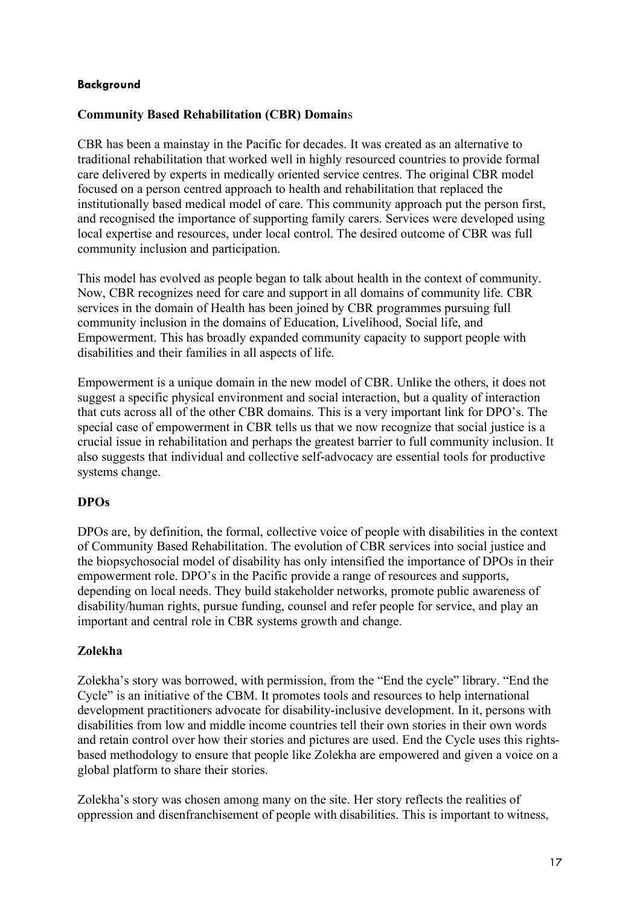#### Background

### Community Based Rehabilitation (CBR) Domains

CBR has been a mainstay in the Pacific for decades. It was created as an alternative to traditional rehabilitation that worked well in highly resourced countries to provide formal care delivered by experts in medically oriented service centres. The original CBR model focused on a person centred approach to health and rehabilitation that replaced the institutionally based medical model of care. This community approach put the person first, and recognised the importance of supporting family carers. Services were developed using local expertise and resources, under local control. The desired outcome of CBR was full community inclusion and participation.

This model has evolved as people began to talk about health in the context of community. Now, CBR recognizes need for care and support in all domains of community life. CBR services in the domain of Health has been joined by CBR programmes pursuing full community inclusion in the domains of Education, Livelihood, Social life, and Empowerment. This has broadly expanded community capacity to support people with disabilities and their families in all aspects of life.

Empowerment is a unique domain in the new model of CBR. Unlike the others, it does not suggest a specific physical environment and social interaction, but a quality of interaction that cuts across all of the other CBR domains. This is a very important link for DPO's. The special case of empowerment in CBR tells us that we now recognize that social justice is a crucial issue in rehabilitation and perhaps the greatest barrier to full community inclusion. It also suggests that individual and collective self-advocacy are essential tools for productive systems change.

### DPOs

DPOs are, by definition, the formal, collective voice of people with disabilities in the context of Community Based Rehabilitation. The evolution of CBR services into social justice and the biopsychosocial model of disability has only intensified the importance of DPOs in their empowerment role. DPO's in the Pacific provide a range of resources and supports, depending on local needs. They build stakeholder networks, promote public awareness of disability/human rights, pursue funding, counsel and refer people for service, and play an important and central role in CBR systems growth and change.

### Zolekha

Zolekha's story was borrowed, with permission, from the "End the cycle" library. "End the Cycle" is an initiative of the CBM. It promotes tools and resources to help international development practitioners advocate for disability-inclusive development. In it, persons with disabilities from low and middle income countries tell their own stories in their own words and retain control over how their stories and pictures are used. End the Cycle uses this rights-based methodology to ensure that people like Zolekha are empowered and given a voice on a global platform to share their stories.

Zolekha's story was chosen among many on the site. Her story reflects the realities of oppression and disenfranchisement of people with disabilities. This is important to witness,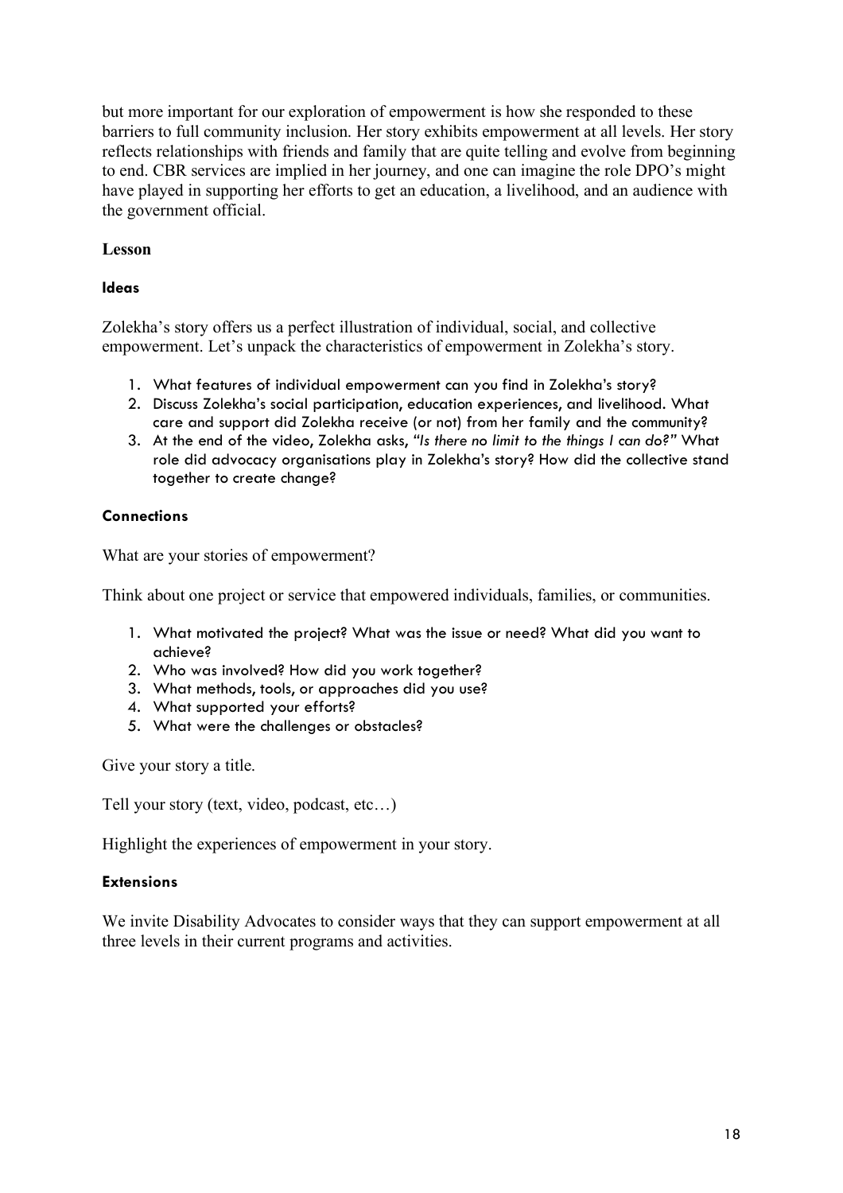but more important for our exploration of empowerment is how she responded to these barriers to full community inclusion. Her story exhibits empowerment at all levels. Her story reflects relationships with friends and family that are quite telling and evolve from beginning to end. CBR services are implied in her journey, and one can imagine the role DPO's might have played in supporting her efforts to get an education, a livelihood, and an audience with the government official.

## Lesson

### Ideas

Zolekha's story offers us a perfect illustration of individual, social, and collective empowerment. Let's unpack the characteristics of empowerment in Zolekha's story.

1. What features of individual empowerment can you find in Zolekha's story?
2. Discuss Zolekha's social participation, education experiences, and livelihood. What care and support did Zolekha receive (or not) from her family and the community?
3. At the end of the video, Zolekha asks, *"Is there no limit to the things I can do?"* What role did advocacy organisations play in Zolekha's story? How did the collective stand together to create change?

### Connections

What are your stories of empowerment?

Think about one project or service that empowered individuals, families, or communities.

1. What motivated the project? What was the issue or need? What did you want to achieve?
2. Who was involved? How did you work together?
3. What methods, tools, or approaches did you use?
4. What supported your efforts?
5. What were the challenges or obstacles?

Give your story a title.

Tell your story (text, video, podcast, etc…)

Highlight the experiences of empowerment in your story.

### Extensions

We invite Disability Advocates to consider ways that they can support empowerment at all three levels in their current programs and activities.